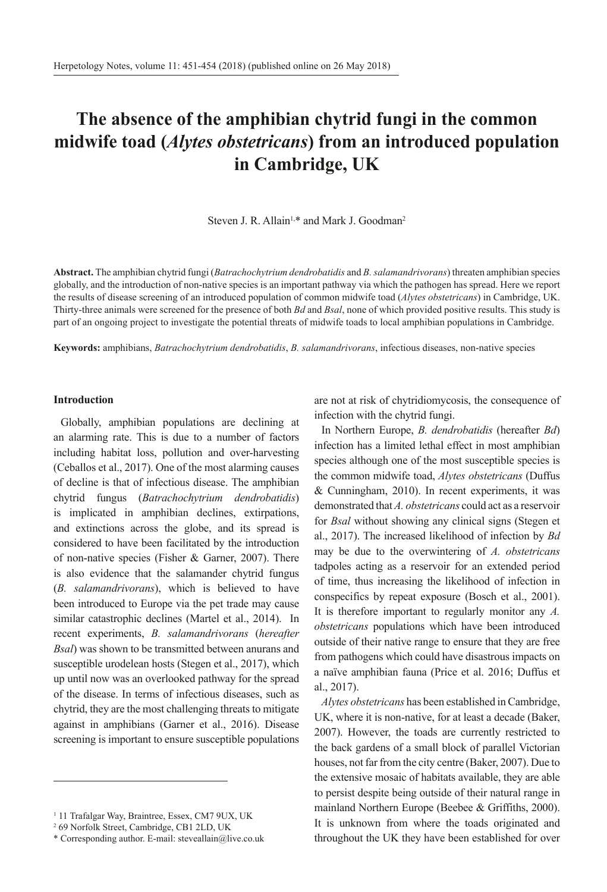# The absence of the amphibian chytrid fungi in the common midwife toad (*Alytes obstetricans*) from an introduced population in Cambridge, UK

Steven J. R. Allain[1,*] and Mark J. Goodman[2]

**Abstract.** The amphibian chytrid fungi (*Batrachochytrium dendrobatidis* and *B. salamandrivorans*) threaten amphibian species globally, and the introduction of non-native species is an important pathway via which the pathogen has spread. Here we report the results of disease screening of an introduced population of common midwife toad (*Alytes obstetricans*) in Cambridge, UK. Thirty-three animals were screened for the presence of both *Bd* and *Bsal*, none of which provided positive results. This study is part of an ongoing project to investigate the potential threats of midwife toads to local amphibian populations in Cambridge.

**Keywords:** amphibians, *Batrachochytrium dendrobatidis*, *B. salamandrivorans*, infectious diseases, non-native species

## Introduction

Globally, amphibian populations are declining at an alarming rate. This is due to a number of factors including habitat loss, pollution and over-harvesting (Ceballos et al., 2017). One of the most alarming causes of decline is that of infectious disease. The amphibian chytrid fungus (*Batrachochytrium dendrobatidis*) is implicated in amphibian declines, extirpations, and extinctions across the globe, and its spread is considered to have been facilitated by the introduction of non-native species (Fisher & Garner, 2007). There is also evidence that the salamander chytrid fungus (*B. salamandrivorans*), which is believed to have been introduced to Europe via the pet trade may cause similar catastrophic declines (Martel et al., 2014). In recent experiments, *B. salamandrivorans* (*hereafter Bsal*) was shown to be transmitted between anurans and susceptible urodelean hosts (Stegen et al., 2017), which up until now was an overlooked pathway for the spread of the disease. In terms of infectious diseases, such as chytrid, they are the most challenging threats to mitigate against in amphibians (Garner et al., 2016). Disease screening is important to ensure susceptible populations are not at risk of chytridiomycosis, the consequence of infection with the chytrid fungi.

In Northern Europe, *B. dendrobatidis* (hereafter *Bd*) infection has a limited lethal effect in most amphibian species although one of the most susceptible species is the common midwife toad, *Alytes obstetricans* (Duffus & Cunningham, 2010). In recent experiments, it was demonstrated that *A. obstetricans* could act as a reservoir for *Bsal* without showing any clinical signs (Stegen et al., 2017). The increased likelihood of infection by *Bd* may be due to the overwintering of *A. obstetricans* tadpoles acting as a reservoir for an extended period of time, thus increasing the likelihood of infection in conspecifics by repeat exposure (Bosch et al., 2001). It is therefore important to regularly monitor any *A. obstetricans* populations which have been introduced outside of their native range to ensure that they are free from pathogens which could have disastrous impacts on a naïve amphibian fauna (Price et al. 2016; Duffus et al., 2017).

*Alytes obstetricans* has been established in Cambridge, UK, where it is non-native, for at least a decade (Baker, 2007). However, the toads are currently restricted to the back gardens of a small block of parallel Victorian houses, not far from the city centre (Baker, 2007). Due to the extensive mosaic of habitats available, they are able to persist despite being outside of their natural range in mainland Northern Europe (Beebee & Griffiths, 2000). It is unknown from where the toads originated and throughout the UK they have been established for over

---

[1] 11 Trafalgar Way, Braintree, Essex, CM7 9UX, UK
[2] 69 Norfolk Street, Cambridge, CB1 2LD, UK
* Corresponding author. E-mail: steveallain@live.co.uk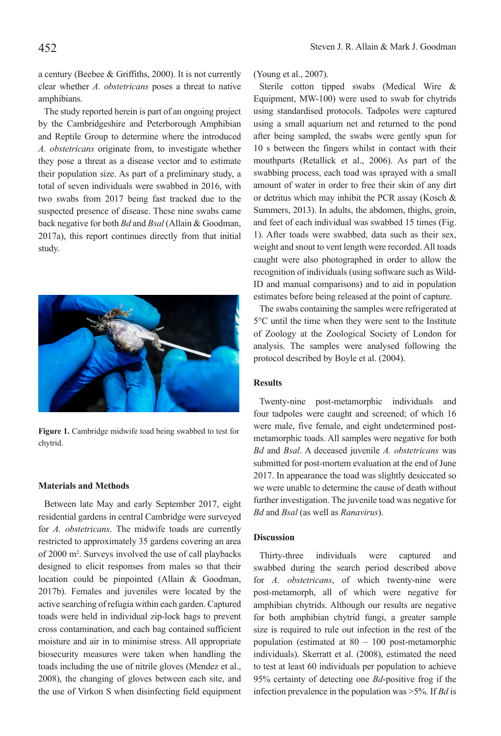a century (Beebee & Griffiths, 2000). It is not currently clear whether *A. obstetricans* poses a threat to native amphibians.

The study reported herein is part of an ongoing project by the Cambridgeshire and Peterborough Amphibian and Reptile Group to determine where the introduced *A. obstetricans* originate from, to investigate whether they pose a threat as a disease vector and to estimate their population size. As part of a preliminary study, a total of seven individuals were swabbed in 2016, with two swabs from 2017 being fast tracked due to the suspected presence of disease. These nine swabs came back negative for both *Bd* and *Bsal* (Allain & Goodman, 2017a), this report continues directly from that initial study.

**Figure 1.** Cambridge midwife toad being swabbed to test for chytrid.

## Materials and Methods

Between late May and early September 2017, eight residential gardens in central Cambridge were surveyed for *A. obstetricans*. The midwife toads are currently restricted to approximately 35 gardens covering an area of 2000 m$^2$. Surveys involved the use of call playbacks designed to elicit responses from males so that their location could be pinpointed (Allain & Goodman, 2017b). Females and juveniles were located by the active searching of refugia within each garden. Captured toads were held in individual zip-lock bags to prevent cross contamination, and each bag contained sufficient moisture and air in to minimise stress. All appropriate biosecurity measures were taken when handling the toads including the use of nitrile gloves (Mendez et al., 2008), the changing of gloves between each site, and the use of Virkon S when disinfecting field equipment (Young et al., 2007).

Sterile cotton tipped swabs (Medical Wire & Equipment, MW-100) were used to swab for chytrids using standardised protocols. Tadpoles were captured using a small aquarium net and returned to the pond after being sampled, the swabs were gently spun for 10 s between the fingers whilst in contact with their mouthparts (Retallick et al., 2006). As part of the swabbing process, each toad was sprayed with a small amount of water in order to free their skin of any dirt or detritus which may inhibit the PCR assay (Kosch & Summers, 2013). In adults, the abdomen, thighs, groin, and feet of each individual was swabbed 15 times (Fig. 1). After toads were swabbed, data such as their sex, weight and snout to vent length were recorded. All toads caught were also photographed in order to allow the recognition of individuals (using software such as Wild-ID and manual comparisons) and to aid in population estimates before being released at the point of capture.

The swabs containing the samples were refrigerated at 5°C until the time when they were sent to the Institute of Zoology at the Zoological Society of London for analysis. The samples were analysed following the protocol described by Boyle et al. (2004).

## Results

Twenty-nine post-metamorphic individuals and four tadpoles were caught and screened; of which 16 were male, five female, and eight undetermined post-metamorphic toads. All samples were negative for both *Bd* and *Bsal*. A deceased juvenile *A. obstetricans* was submitted for post-mortem evaluation at the end of June 2017. In appearance the toad was slightly desiccated so we were unable to determine the cause of death without further investigation. The juvenile toad was negative for *Bd* and *Bsal* (as well as *Ranavirus*).

## Discussion

Thirty-three individuals were captured and swabbed during the search period described above for *A. obstetricans*, of which twenty-nine were post-metamorph, all of which were negative for amphibian chytrids. Although our results are negative for both amphibian chytrid fungi, a greater sample size is required to rule out infection in the rest of the population (estimated at 80 – 100 post-metamorphic individuals). Skerratt et al. (2008), estimated the need to test at least 60 individuals per population to achieve 95% certainty of detecting one *Bd*-positive frog if the infection prevalence in the population was >5%. If *Bd* is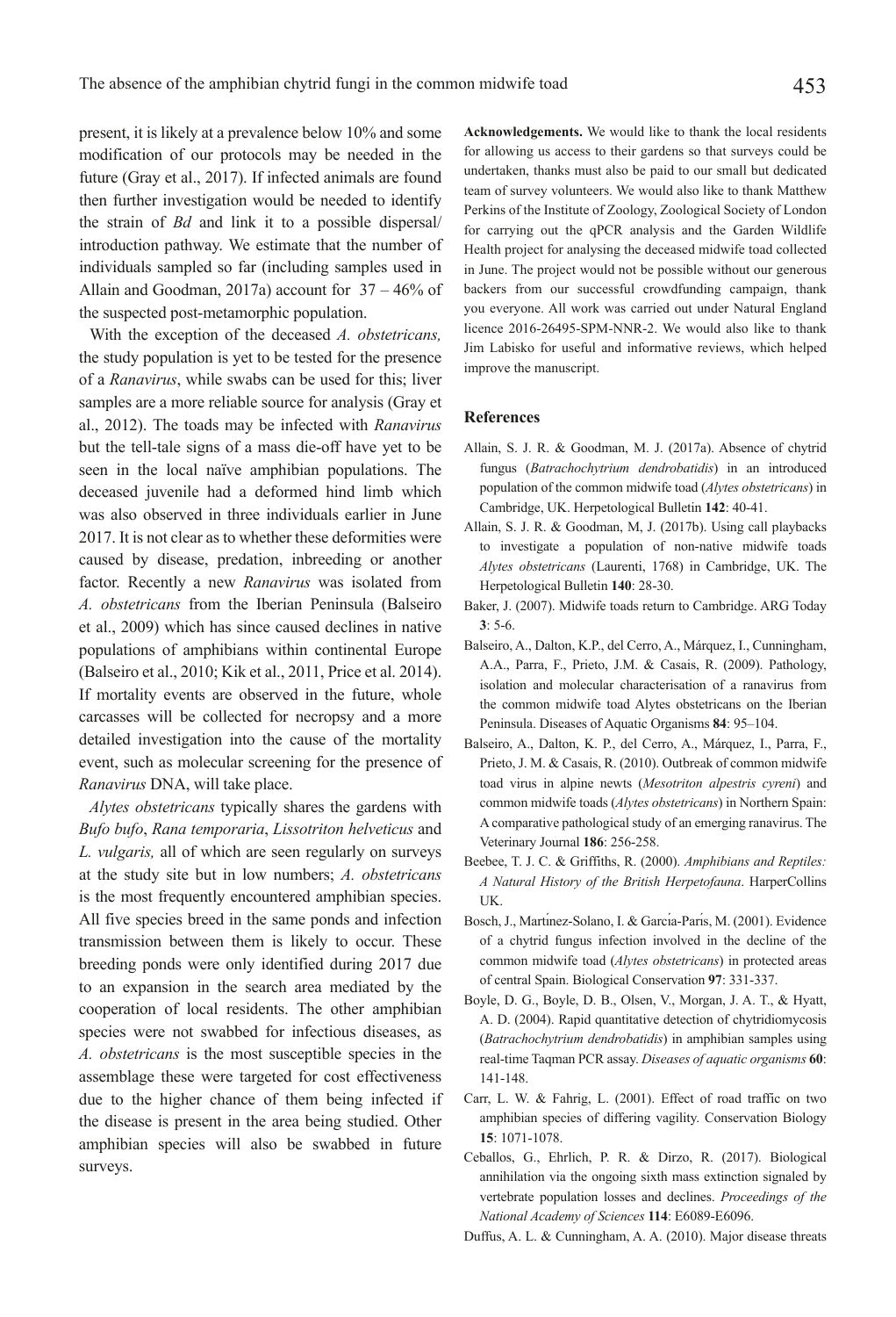present, it is likely at a prevalence below 10% and some modification of our protocols may be needed in the future (Gray et al., 2017). If infected animals are found then further investigation would be needed to identify the strain of *Bd* and link it to a possible dispersal/introduction pathway. We estimate that the number of individuals sampled so far (including samples used in Allain and Goodman, 2017a) account for 37 – 46% of the suspected post-metamorphic population.

With the exception of the deceased *A. obstetricans,* the study population is yet to be tested for the presence of a *Ranavirus*, while swabs can be used for this; liver samples are a more reliable source for analysis (Gray et al., 2012). The toads may be infected with *Ranavirus* but the tell-tale signs of a mass die-off have yet to be seen in the local naïve amphibian populations. The deceased juvenile had a deformed hind limb which was also observed in three individuals earlier in June 2017. It is not clear as to whether these deformities were caused by disease, predation, inbreeding or another factor. Recently a new *Ranavirus* was isolated from *A. obstetricans* from the Iberian Peninsula (Balseiro et al., 2009) which has since caused declines in native populations of amphibians within continental Europe (Balseiro et al., 2010; Kik et al., 2011, Price et al. 2014). If mortality events are observed in the future, whole carcasses will be collected for necropsy and a more detailed investigation into the cause of the mortality event, such as molecular screening for the presence of *Ranavirus* DNA, will take place.

*Alytes obstetricans* typically shares the gardens with *Bufo bufo*, *Rana temporaria*, *Lissotriton helveticus* and *L. vulgaris,* all of which are seen regularly on surveys at the study site but in low numbers; *A. obstetricans* is the most frequently encountered amphibian species. All five species breed in the same ponds and infection transmission between them is likely to occur. These breeding ponds were only identified during 2017 due to an expansion in the search area mediated by the cooperation of local residents. The other amphibian species were not swabbed for infectious diseases, as *A. obstetricans* is the most susceptible species in the assemblage these were targeted for cost effectiveness due to the higher chance of them being infected if the disease is present in the area being studied. Other amphibian species will also be swabbed in future surveys.

**Acknowledgements.** We would like to thank the local residents for allowing us access to their gardens so that surveys could be undertaken, thanks must also be paid to our small but dedicated team of survey volunteers. We would also like to thank Matthew Perkins of the Institute of Zoology, Zoological Society of London for carrying out the qPCR analysis and the Garden Wildlife Health project for analysing the deceased midwife toad collected in June. The project would not be possible without our generous backers from our successful crowdfunding campaign, thank you everyone. All work was carried out under Natural England licence 2016-26495-SPM-NNR-2. We would also like to thank Jim Labisko for useful and informative reviews, which helped improve the manuscript.

## References

Allain, S. J. R. & Goodman, M. J. (2017a). Absence of chytrid fungus (*Batrachochytrium dendrobatidis*) in an introduced population of the common midwife toad (*Alytes obstetricans*) in Cambridge, UK. Herpetological Bulletin **142**: 40-41.

Allain, S. J. R. & Goodman, M, J. (2017b). Using call playbacks to investigate a population of non-native midwife toads *Alytes obstetricans* (Laurenti, 1768) in Cambridge, UK. The Herpetological Bulletin **140**: 28-30.

Baker, J. (2007). Midwife toads return to Cambridge. ARG Today **3**: 5-6.

Balseiro, A., Dalton, K.P., del Cerro, A., Márquez, I., Cunningham, A.A., Parra, F., Prieto, J.M. & Casais, R. (2009). Pathology, isolation and molecular characterisation of a ranavirus from the common midwife toad Alytes obstetricans on the Iberian Peninsula. Diseases of Aquatic Organisms **84**: 95–104.

Balseiro, A., Dalton, K. P., del Cerro, A., Márquez, I., Parra, F., Prieto, J. M. & Casais, R. (2010). Outbreak of common midwife toad virus in alpine newts (*Mesotriton alpestris cyreni*) and common midwife toads (*Alytes obstetricans*) in Northern Spain: A comparative pathological study of an emerging ranavirus. The Veterinary Journal **186**: 256-258.

Beebee, T. J. C. & Griffiths, R. (2000). *Amphibians and Reptiles: A Natural History of the British Herpetofauna*. HarperCollins UK.

Bosch, J., Martínez-Solano, I. & García-París, M. (2001). Evidence of a chytrid fungus infection involved in the decline of the common midwife toad (*Alytes obstetricans*) in protected areas of central Spain. Biological Conservation **97**: 331-337.

Boyle, D. G., Boyle, D. B., Olsen, V., Morgan, J. A. T., & Hyatt, A. D. (2004). Rapid quantitative detection of chytridiomycosis (*Batrachochytrium dendrobatidis*) in amphibian samples using real-time Taqman PCR assay. *Diseases of aquatic organisms* **60**: 141-148.

Carr, L. W. & Fahrig, L. (2001). Effect of road traffic on two amphibian species of differing vagility. Conservation Biology **15**: 1071-1078.

Ceballos, G., Ehrlich, P. R. & Dirzo, R. (2017). Biological annihilation via the ongoing sixth mass extinction signaled by vertebrate population losses and declines. *Proceedings of the National Academy of Sciences* **114**: E6089-E6096.

Duffus, A. L. & Cunningham, A. A. (2010). Major disease threats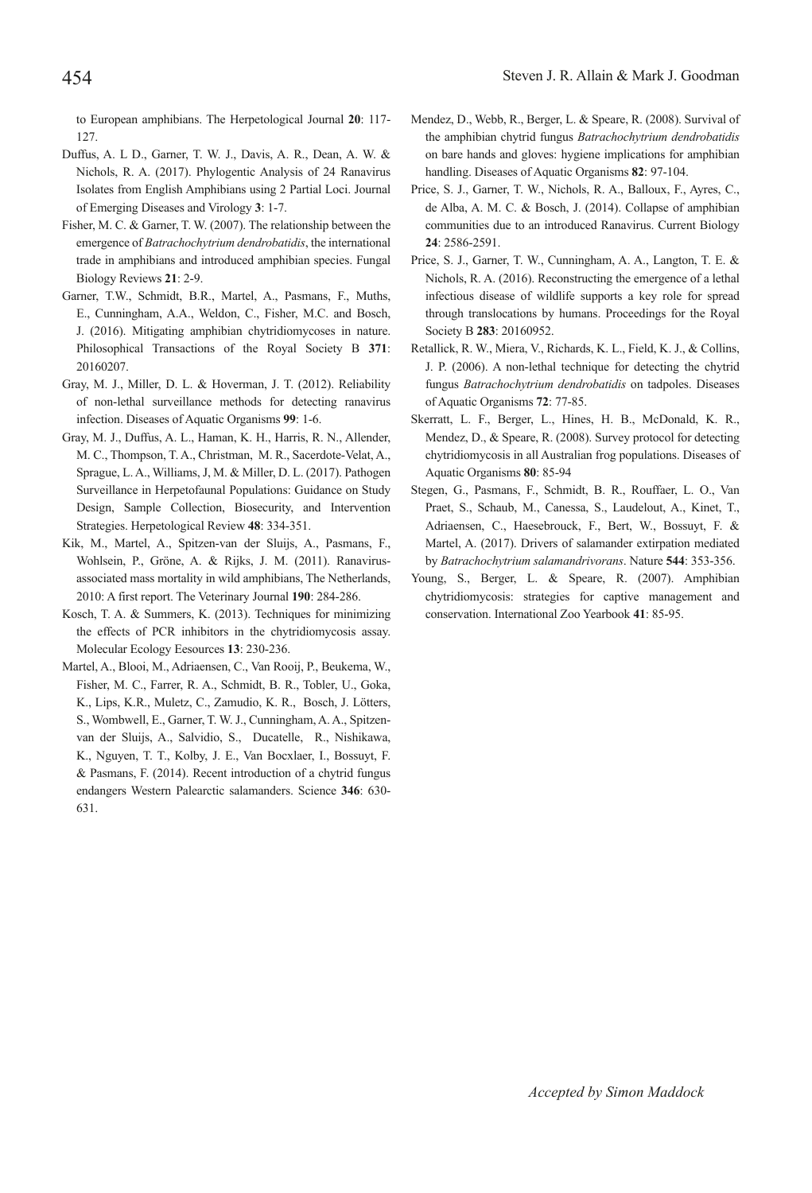to European amphibians. The Herpetological Journal **20**: 117-127.

Duffus, A. L D., Garner, T. W. J., Davis, A. R., Dean, A. W. & Nichols, R. A. (2017). Phylogentic Analysis of 24 Ranavirus Isolates from English Amphibians using 2 Partial Loci. Journal of Emerging Diseases and Virology **3**: 1-7.

Fisher, M. C. & Garner, T. W. (2007). The relationship between the emergence of *Batrachochytrium dendrobatidis*, the international trade in amphibians and introduced amphibian species. Fungal Biology Reviews **21**: 2-9.

Garner, T.W., Schmidt, B.R., Martel, A., Pasmans, F., Muths, E., Cunningham, A.A., Weldon, C., Fisher, M.C. and Bosch, J. (2016). Mitigating amphibian chytridiomycoses in nature. Philosophical Transactions of the Royal Society B **371**: 20160207.

Gray, M. J., Miller, D. L. & Hoverman, J. T. (2012). Reliability of non-lethal surveillance methods for detecting ranavirus infection. Diseases of Aquatic Organisms **99**: 1-6.

Gray, M. J., Duffus, A. L., Haman, K. H., Harris, R. N., Allender, M. C., Thompson, T. A., Christman, M. R., Sacerdote-Velat, A., Sprague, L. A., Williams, J, M. & Miller, D. L. (2017). Pathogen Surveillance in Herpetofaunal Populations: Guidance on Study Design, Sample Collection, Biosecurity, and Intervention Strategies. Herpetological Review **48**: 334-351.

Kik, M., Martel, A., Spitzen-van der Sluijs, A., Pasmans, F., Wohlsein, P., Gröne, A. & Rijks, J. M. (2011). Ranavirus-associated mass mortality in wild amphibians, The Netherlands, 2010: A first report. The Veterinary Journal **190**: 284-286.

Kosch, T. A. & Summers, K. (2013). Techniques for minimizing the effects of PCR inhibitors in the chytridiomycosis assay. Molecular Ecology Eesources **13**: 230-236.

Martel, A., Blooi, M., Adriaensen, C., Van Rooij, P., Beukema, W., Fisher, M. C., Farrer, R. A., Schmidt, B. R., Tobler, U., Goka, K., Lips, K.R., Muletz, C., Zamudio, K. R., Bosch, J. Lötters, S., Wombwell, E., Garner, T. W. J., Cunningham, A. A., Spitzen-van der Sluijs, A., Salvidio, S., Ducatelle, R., Nishikawa, K., Nguyen, T. T., Kolby, J. E., Van Bocxlaer, I., Bossuyt, F. & Pasmans, F. (2014). Recent introduction of a chytrid fungus endangers Western Palearctic salamanders. Science **346**: 630-631.

Mendez, D., Webb, R., Berger, L. & Speare, R. (2008). Survival of the amphibian chytrid fungus *Batrachochytrium dendrobatidis* on bare hands and gloves: hygiene implications for amphibian handling. Diseases of Aquatic Organisms **82**: 97-104.

Price, S. J., Garner, T. W., Nichols, R. A., Balloux, F., Ayres, C., de Alba, A. M. C. & Bosch, J. (2014). Collapse of amphibian communities due to an introduced Ranavirus. Current Biology **24**: 2586-2591.

Price, S. J., Garner, T. W., Cunningham, A. A., Langton, T. E. & Nichols, R. A. (2016). Reconstructing the emergence of a lethal infectious disease of wildlife supports a key role for spread through translocations by humans. Proceedings for the Royal Society B **283**: 20160952.

Retallick, R. W., Miera, V., Richards, K. L., Field, K. J., & Collins, J. P. (2006). A non-lethal technique for detecting the chytrid fungus *Batrachochytrium dendrobatidis* on tadpoles. Diseases of Aquatic Organisms **72**: 77-85.

Skerratt, L. F., Berger, L., Hines, H. B., McDonald, K. R., Mendez, D., & Speare, R. (2008). Survey protocol for detecting chytridiomycosis in all Australian frog populations. Diseases of Aquatic Organisms **80**: 85-94

Stegen, G., Pasmans, F., Schmidt, B. R., Rouffaer, L. O., Van Praet, S., Schaub, M., Canessa, S., Laudelout, A., Kinet, T., Adriaensen, C., Haesebrouck, F., Bert, W., Bossuyt, F. & Martel, A. (2017). Drivers of salamander extirpation mediated by *Batrachochytrium salamandrivorans*. Nature **544**: 353-356.

Young, S., Berger, L. & Speare, R. (2007). Amphibian chytridiomycosis: strategies for captive management and conservation. International Zoo Yearbook **41**: 85-95.

*Accepted by Simon Maddock*